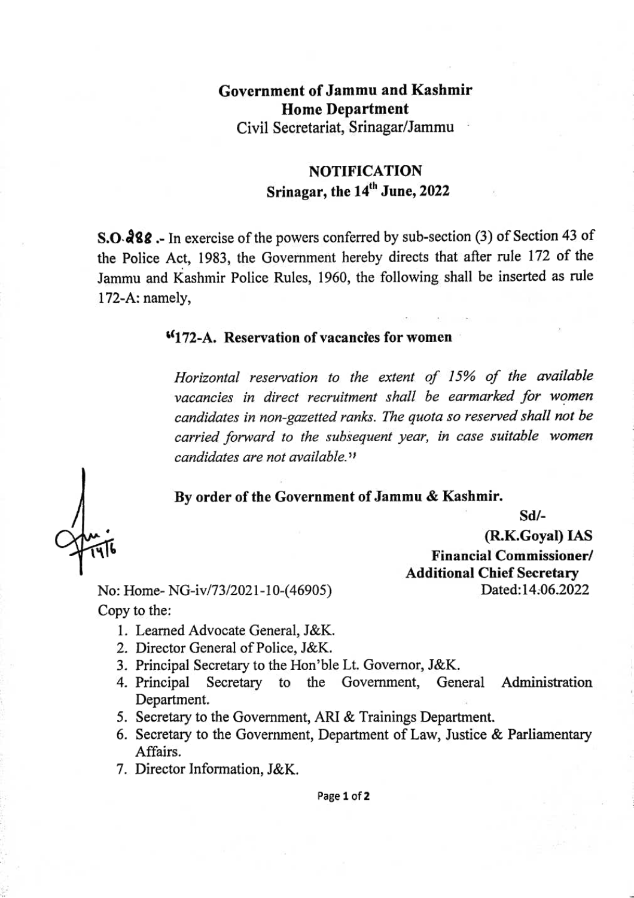**Government of Jammu and Kashmir**
**Home Department**
Civil Secretariat, Srinagar/Jammu

**NOTIFICATION**
**Srinagar, the 14th June, 2022**

**S.O.488 .**- In exercise of the powers conferred by sub-section (3) of Section 43 of the Police Act, 1983, the Government hereby directs that after rule 172 of the Jammu and Kashmir Police Rules, 1960, the following shall be inserted as rule 172-A: namely,

**"172-A. Reservation of vacancies for women**

*Horizontal reservation to the extent of 15% of the available vacancies in direct recruitment shall be earmarked for women candidates in non-gazetted ranks. The quota so reserved shall not be carried forward to the subsequent year, in case suitable women candidates are not available."*

**By order of the Government of Jammu & Kashmir.**

**Sd/-**
**(R.K.Goyal) IAS**
**Financial Commissioner/**
**Additional Chief Secretary**

No: Home- NG-iv/73/2021-10-(46905) Dated:14.06.2022

Copy to the:

1. Learned Advocate General, J&K.
2. Director General of Police, J&K.
3. Principal Secretary to the Hon'ble Lt. Governor, J&K.
4. Principal Secretary to the Government, General Administration Department.
5. Secretary to the Government, ARI & Trainings Department.
6. Secretary to the Government, Department of Law, Justice & Parliamentary Affairs.
7. Director Information, J&K.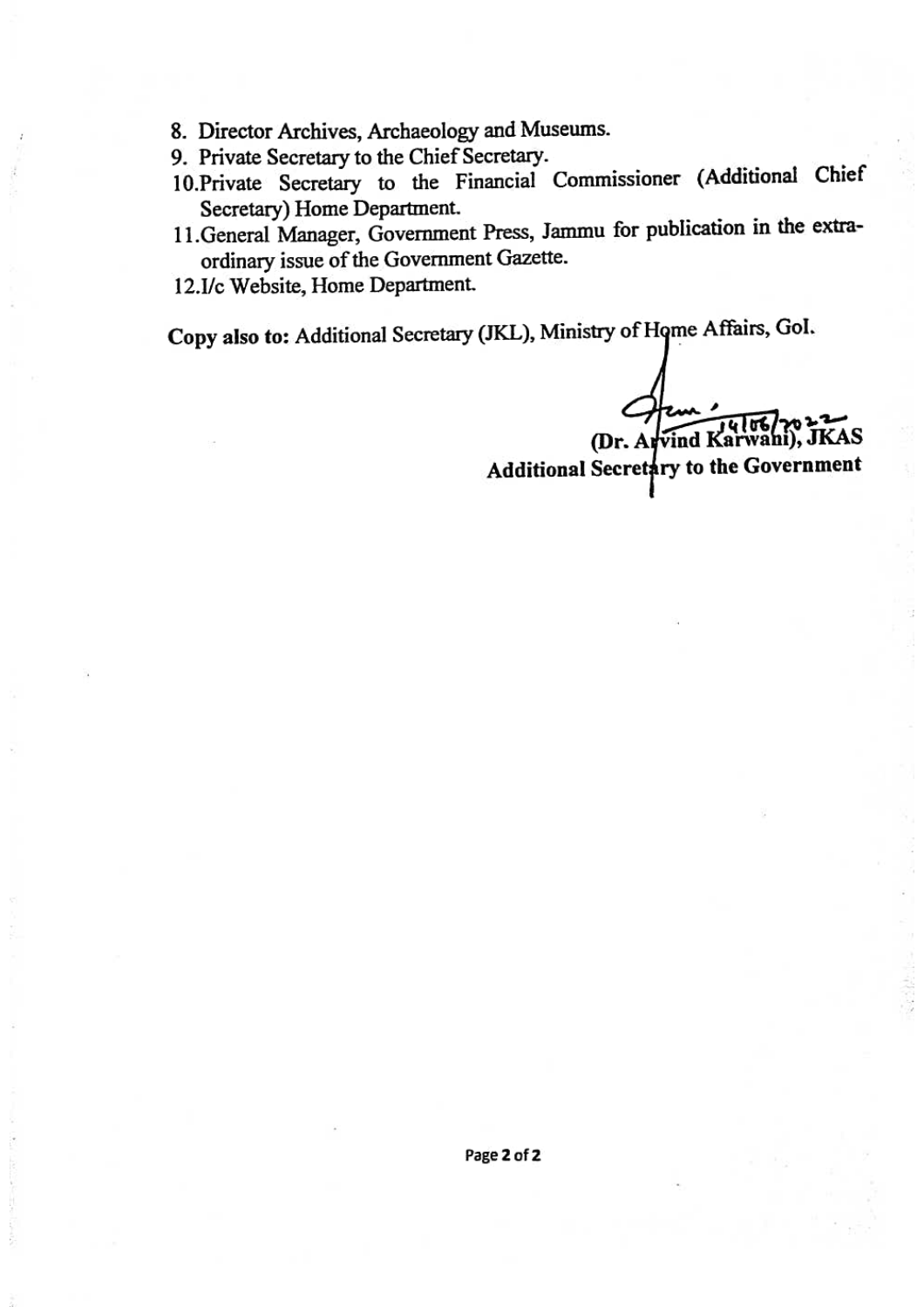8. Director Archives, Archaeology and Museums.
9. Private Secretary to the Chief Secretary.
10. Private Secretary to the Financial Commissioner (Additional Chief Secretary) Home Department.
11. General Manager, Government Press, Jammu for publication in the extra-ordinary issue of the Government Gazette.
12. I/c Website, Home Department.

**Copy also to:** Additional Secretary (JKL), Ministry of Home Affairs, GoI.

14/06/2022

**(Dr. Arvind Karwani), JKAS**
**Additional Secretary to the Government**